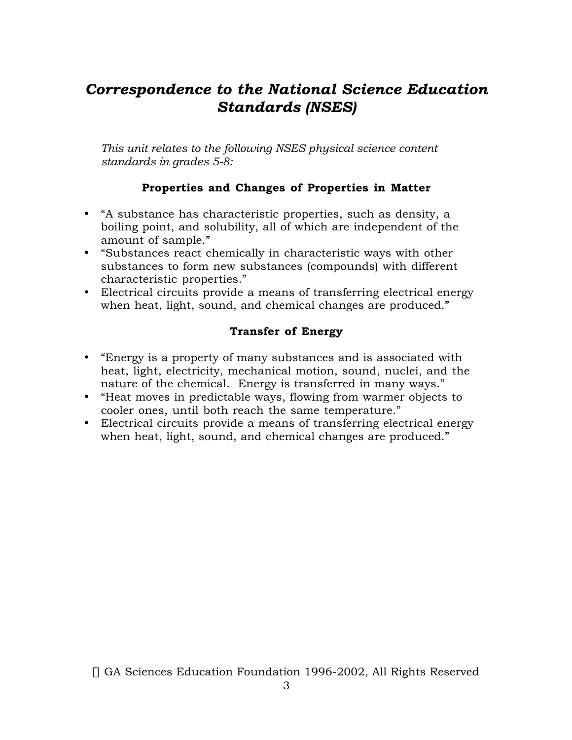## *Correspondence to the National Science Education Standards (NSES)*

*This unit relates to the following NSES physical science content standards in grades 5-8:*

### Properties and Changes of Properties in Matter

- "A substance has characteristic properties, such as density, a boiling point, and solubility, all of which are independent of the amount of sample."
- "Substances react chemically in characteristic ways with other substances to form new substances (compounds) with different characteristic properties."
- Electrical circuits provide a means of transferring electrical energy when heat, light, sound, and chemical changes are produced."

### Transfer of Energy

- "Energy is a property of many substances and is associated with heat, light, electricity, mechanical motion, sound, nuclei, and the nature of the chemical. Energy is transferred in many ways."
- "Heat moves in predictable ways, flowing from warmer objects to cooler ones, until both reach the same temperature."
- Electrical circuits provide a means of transferring electrical energy when heat, light, sound, and chemical changes are produced."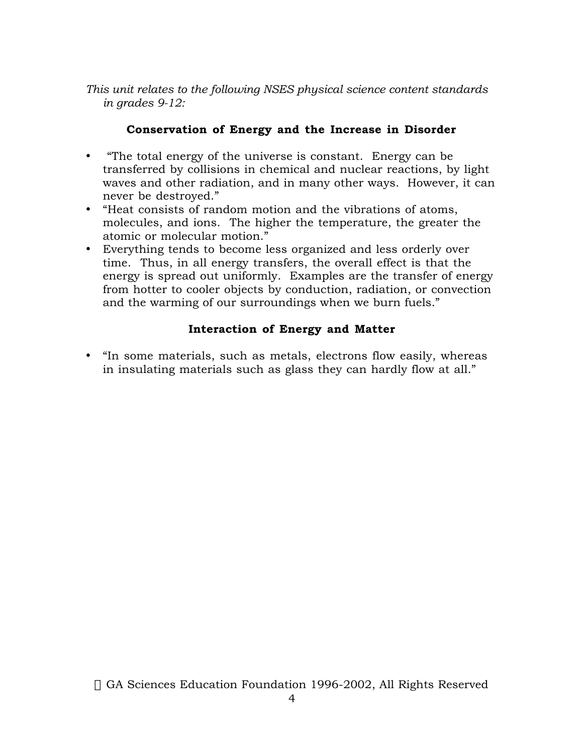*This unit relates to the following NSES physical science content standards in grades 9-12:*

### Conservation of Energy and the Increase in Disorder

- "The total energy of the universe is constant. Energy can be transferred by collisions in chemical and nuclear reactions, by light waves and other radiation, and in many other ways. However, it can never be destroyed."
- "Heat consists of random motion and the vibrations of atoms, molecules, and ions. The higher the temperature, the greater the atomic or molecular motion."
- Everything tends to become less organized and less orderly over time. Thus, in all energy transfers, the overall effect is that the energy is spread out uniformly. Examples are the transfer of energy from hotter to cooler objects by conduction, radiation, or convection and the warming of our surroundings when we burn fuels."

### Interaction of Energy and Matter

- "In some materials, such as metals, electrons flow easily, whereas in insulating materials such as glass they can hardly flow at all."